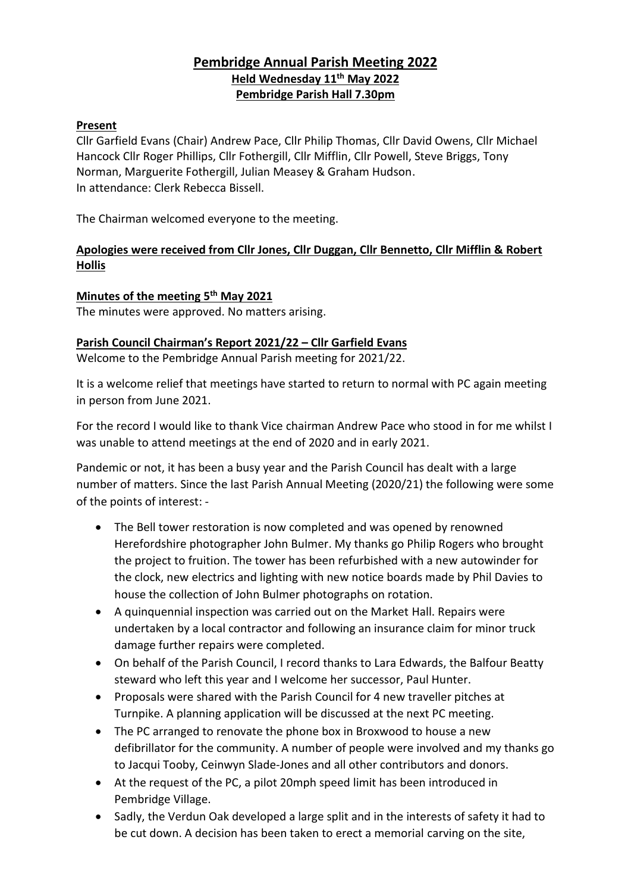# Pembridge Annual Parish Meeting 2022

## Held Wednesday 11th May 2022

## Pembridge Parish Hall 7.30pm

**Present**

Cllr Garfield Evans (Chair) Andrew Pace, Cllr Philip Thomas, Cllr David Owens, Cllr Michael Hancock Cllr Roger Phillips, Cllr Fothergill, Cllr Mifflin, Cllr Powell, Steve Briggs, Tony Norman, Marguerite Fothergill, Julian Measey & Graham Hudson.
In attendance: Clerk Rebecca Bissell.

The Chairman welcomed everyone to the meeting.

**Apologies were received from Cllr Jones, Cllr Duggan, Cllr Bennetto, Cllr Mifflin & Robert Hollis**

**Minutes of the meeting 5th May 2021**

The minutes were approved. No matters arising.

**Parish Council Chairman's Report 2021/22 – Cllr Garfield Evans**

Welcome to the Pembridge Annual Parish meeting for 2021/22.

It is a welcome relief that meetings have started to return to normal with PC again meeting in person from June 2021.

For the record I would like to thank Vice chairman Andrew Pace who stood in for me whilst I was unable to attend meetings at the end of 2020 and in early 2021.

Pandemic or not, it has been a busy year and the Parish Council has dealt with a large number of matters. Since the last Parish Annual Meeting (2020/21) the following were some of the points of interest: -

- The Bell tower restoration is now completed and was opened by renowned Herefordshire photographer John Bulmer. My thanks go Philip Rogers who brought the project to fruition. The tower has been refurbished with a new autowinder for the clock, new electrics and lighting with new notice boards made by Phil Davies to house the collection of John Bulmer photographs on rotation.
- A quinquennial inspection was carried out on the Market Hall. Repairs were undertaken by a local contractor and following an insurance claim for minor truck damage further repairs were completed.
- On behalf of the Parish Council, I record thanks to Lara Edwards, the Balfour Beatty steward who left this year and I welcome her successor, Paul Hunter.
- Proposals were shared with the Parish Council for 4 new traveller pitches at Turnpike. A planning application will be discussed at the next PC meeting.
- The PC arranged to renovate the phone box in Broxwood to house a new defibrillator for the community. A number of people were involved and my thanks go to Jacqui Tooby, Ceinwyn Slade-Jones and all other contributors and donors.
- At the request of the PC, a pilot 20mph speed limit has been introduced in Pembridge Village.
- Sadly, the Verdun Oak developed a large split and in the interests of safety it had to be cut down. A decision has been taken to erect a memorial carving on the site,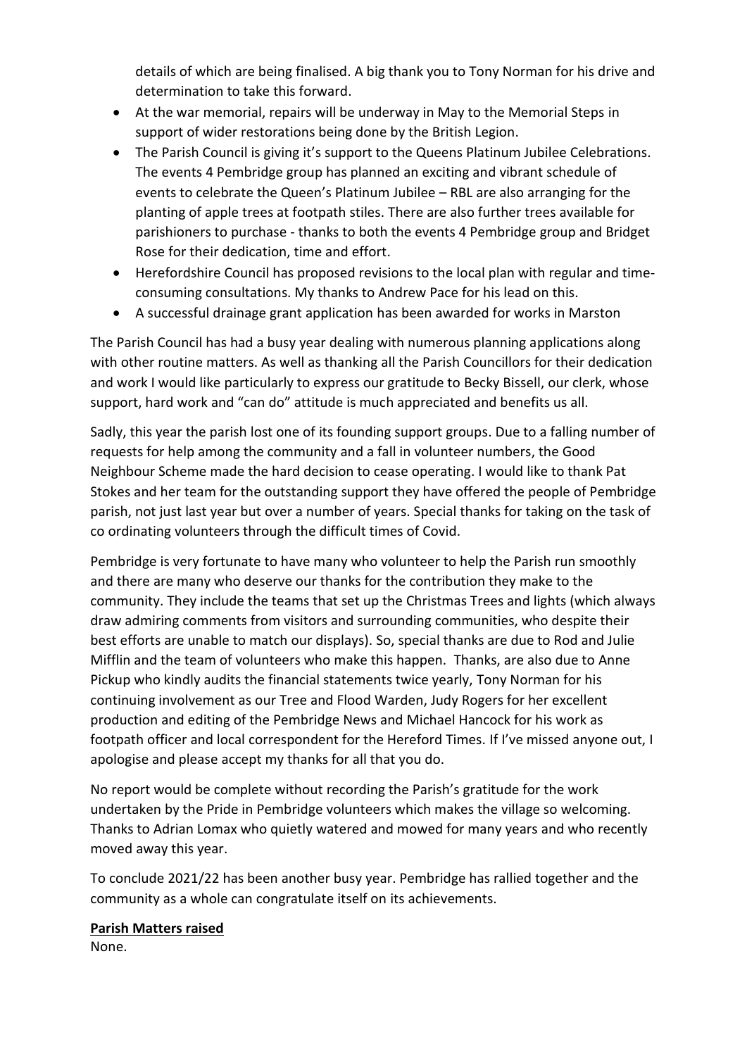details of which are being finalised. A big thank you to Tony Norman for his drive and determination to take this forward.

- At the war memorial, repairs will be underway in May to the Memorial Steps in support of wider restorations being done by the British Legion.
- The Parish Council is giving it's support to the Queens Platinum Jubilee Celebrations. The events 4 Pembridge group has planned an exciting and vibrant schedule of events to celebrate the Queen's Platinum Jubilee – RBL are also arranging for the planting of apple trees at footpath stiles. There are also further trees available for parishioners to purchase - thanks to both the events 4 Pembridge group and Bridget Rose for their dedication, time and effort.
- Herefordshire Council has proposed revisions to the local plan with regular and time-consuming consultations. My thanks to Andrew Pace for his lead on this.
- A successful drainage grant application has been awarded for works in Marston

The Parish Council has had a busy year dealing with numerous planning applications along with other routine matters. As well as thanking all the Parish Councillors for their dedication and work I would like particularly to express our gratitude to Becky Bissell, our clerk, whose support, hard work and "can do" attitude is much appreciated and benefits us all.

Sadly, this year the parish lost one of its founding support groups. Due to a falling number of requests for help among the community and a fall in volunteer numbers, the Good Neighbour Scheme made the hard decision to cease operating. I would like to thank Pat Stokes and her team for the outstanding support they have offered the people of Pembridge parish, not just last year but over a number of years. Special thanks for taking on the task of co ordinating volunteers through the difficult times of Covid.

Pembridge is very fortunate to have many who volunteer to help the Parish run smoothly and there are many who deserve our thanks for the contribution they make to the community. They include the teams that set up the Christmas Trees and lights (which always draw admiring comments from visitors and surrounding communities, who despite their best efforts are unable to match our displays). So, special thanks are due to Rod and Julie Mifflin and the team of volunteers who make this happen. Thanks, are also due to Anne Pickup who kindly audits the financial statements twice yearly, Tony Norman for his continuing involvement as our Tree and Flood Warden, Judy Rogers for her excellent production and editing of the Pembridge News and Michael Hancock for his work as footpath officer and local correspondent for the Hereford Times. If I've missed anyone out, I apologise and please accept my thanks for all that you do.

No report would be complete without recording the Parish's gratitude for the work undertaken by the Pride in Pembridge volunteers which makes the village so welcoming. Thanks to Adrian Lomax who quietly watered and mowed for many years and who recently moved away this year.

To conclude 2021/22 has been another busy year. Pembridge has rallied together and the community as a whole can congratulate itself on its achievements.

**Parish Matters raised**

None.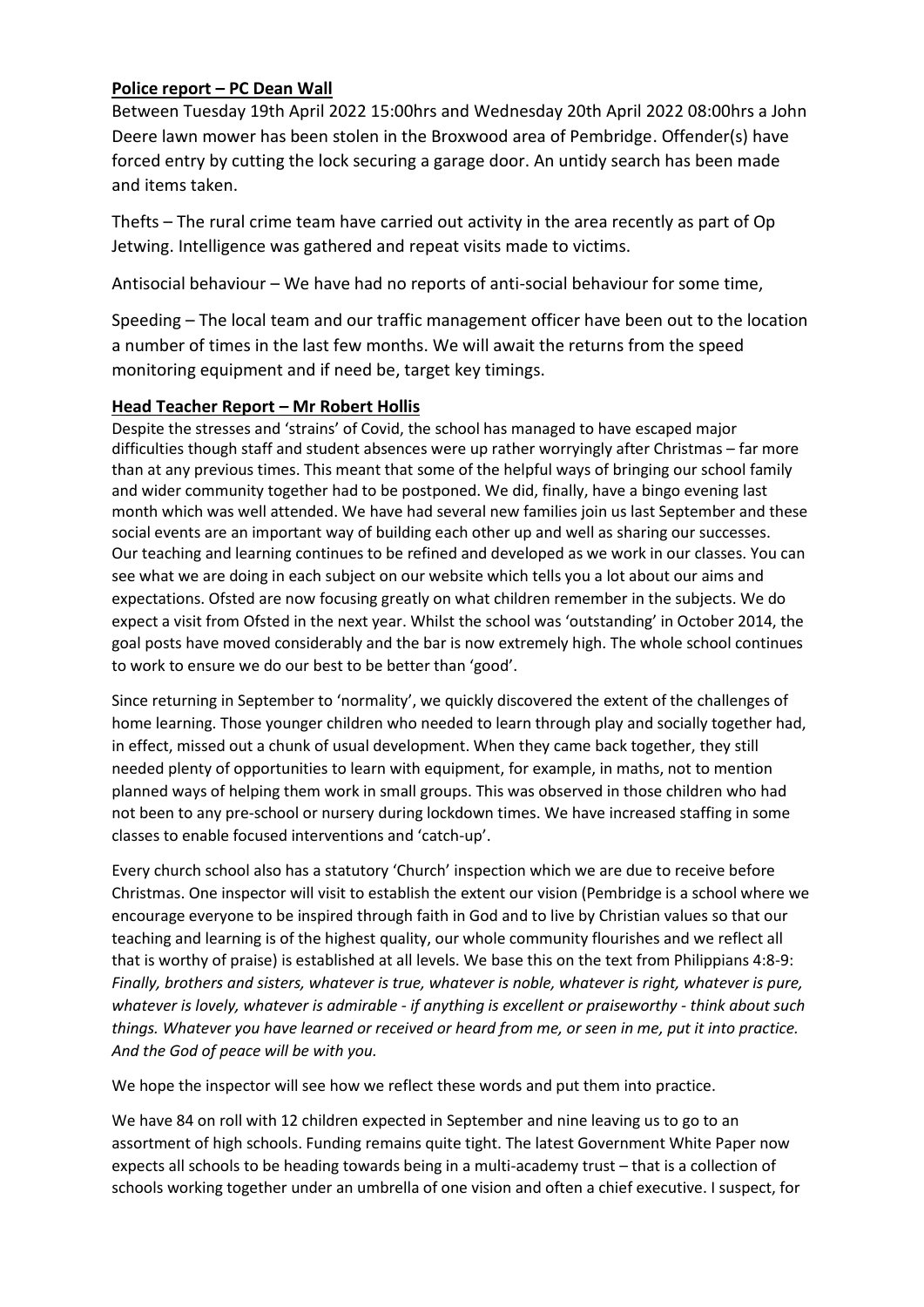## Police report – PC Dean Wall

Between Tuesday 19th April 2022 15:00hrs and Wednesday 20th April 2022 08:00hrs a John Deere lawn mower has been stolen in the Broxwood area of Pembridge. Offender(s) have forced entry by cutting the lock securing a garage door. An untidy search has been made and items taken.

Thefts – The rural crime team have carried out activity in the area recently as part of Op Jetwing. Intelligence was gathered and repeat visits made to victims.

Antisocial behaviour – We have had no reports of anti-social behaviour for some time,

Speeding – The local team and our traffic management officer have been out to the location a number of times in the last few months. We will await the returns from the speed monitoring equipment and if need be, target key timings.

## Head Teacher Report – Mr Robert Hollis

Despite the stresses and 'strains' of Covid, the school has managed to have escaped major difficulties though staff and student absences were up rather worryingly after Christmas – far more than at any previous times. This meant that some of the helpful ways of bringing our school family and wider community together had to be postponed. We did, finally, have a bingo evening last month which was well attended. We have had several new families join us last September and these social events are an important way of building each other up and well as sharing our successes. Our teaching and learning continues to be refined and developed as we work in our classes. You can see what we are doing in each subject on our website which tells you a lot about our aims and expectations. Ofsted are now focusing greatly on what children remember in the subjects. We do expect a visit from Ofsted in the next year. Whilst the school was 'outstanding' in October 2014, the goal posts have moved considerably and the bar is now extremely high. The whole school continues to work to ensure we do our best to be better than 'good'.

Since returning in September to 'normality', we quickly discovered the extent of the challenges of home learning. Those younger children who needed to learn through play and socially together had, in effect, missed out a chunk of usual development. When they came back together, they still needed plenty of opportunities to learn with equipment, for example, in maths, not to mention planned ways of helping them work in small groups. This was observed in those children who had not been to any pre-school or nursery during lockdown times. We have increased staffing in some classes to enable focused interventions and 'catch-up'.

Every church school also has a statutory 'Church' inspection which we are due to receive before Christmas. One inspector will visit to establish the extent our vision (Pembridge is a school where we encourage everyone to be inspired through faith in God and to live by Christian values so that our teaching and learning is of the highest quality, our whole community flourishes and we reflect all that is worthy of praise) is established at all levels. We base this on the text from Philippians 4:8-9: *Finally, brothers and sisters, whatever is true, whatever is noble, whatever is right, whatever is pure, whatever is lovely, whatever is admirable - if anything is excellent or praiseworthy - think about such things. Whatever you have learned or received or heard from me, or seen in me, put it into practice. And the God of peace will be with you.*

We hope the inspector will see how we reflect these words and put them into practice.

We have 84 on roll with 12 children expected in September and nine leaving us to go to an assortment of high schools. Funding remains quite tight. The latest Government White Paper now expects all schools to be heading towards being in a multi-academy trust – that is a collection of schools working together under an umbrella of one vision and often a chief executive. I suspect, for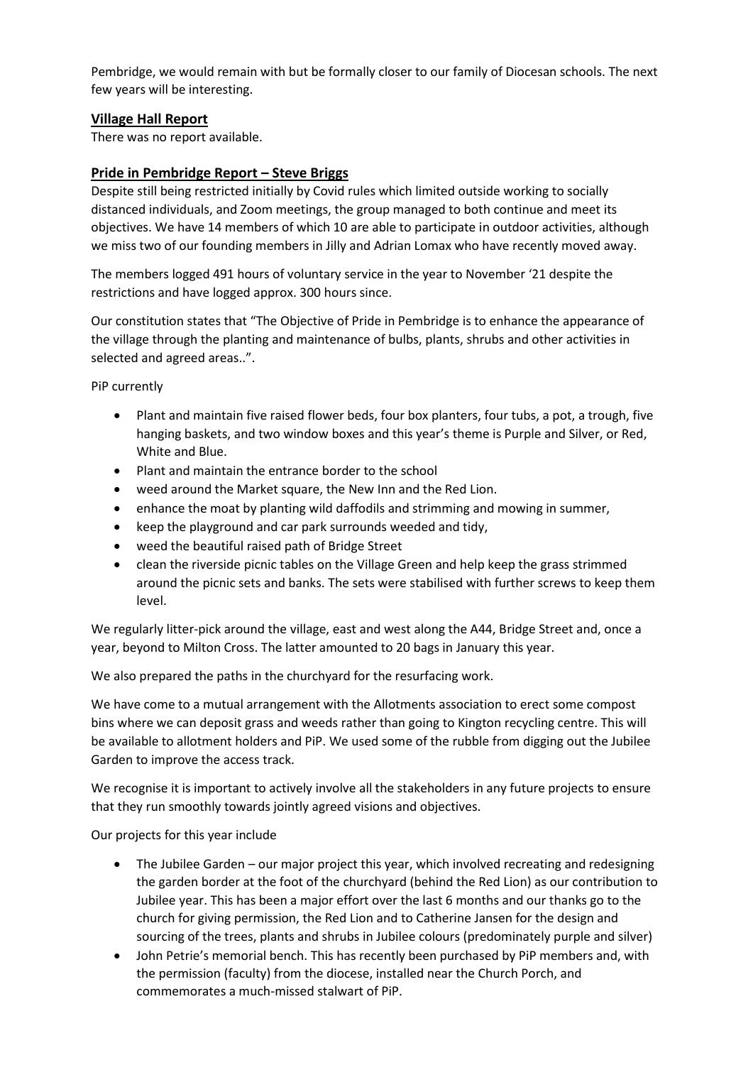Pembridge, we would remain with but be formally closer to our family of Diocesan schools. The next few years will be interesting.

## Village Hall Report

There was no report available.

## Pride in Pembridge Report – Steve Briggs

Despite still being restricted initially by Covid rules which limited outside working to socially distanced individuals, and Zoom meetings, the group managed to both continue and meet its objectives. We have 14 members of which 10 are able to participate in outdoor activities, although we miss two of our founding members in Jilly and Adrian Lomax who have recently moved away.

The members logged 491 hours of voluntary service in the year to November '21 despite the restrictions and have logged approx. 300 hours since.

Our constitution states that "The Objective of Pride in Pembridge is to enhance the appearance of the village through the planting and maintenance of bulbs, plants, shrubs and other activities in selected and agreed areas..".

PiP currently

- Plant and maintain five raised flower beds, four box planters, four tubs, a pot, a trough, five hanging baskets, and two window boxes and this year's theme is Purple and Silver, or Red, White and Blue.
- Plant and maintain the entrance border to the school
- weed around the Market square, the New Inn and the Red Lion.
- enhance the moat by planting wild daffodils and strimming and mowing in summer,
- keep the playground and car park surrounds weeded and tidy,
- weed the beautiful raised path of Bridge Street
- clean the riverside picnic tables on the Village Green and help keep the grass strimmed around the picnic sets and banks. The sets were stabilised with further screws to keep them level.

We regularly litter-pick around the village, east and west along the A44, Bridge Street and, once a year, beyond to Milton Cross. The latter amounted to 20 bags in January this year.

We also prepared the paths in the churchyard for the resurfacing work.

We have come to a mutual arrangement with the Allotments association to erect some compost bins where we can deposit grass and weeds rather than going to Kington recycling centre. This will be available to allotment holders and PiP. We used some of the rubble from digging out the Jubilee Garden to improve the access track.

We recognise it is important to actively involve all the stakeholders in any future projects to ensure that they run smoothly towards jointly agreed visions and objectives.

Our projects for this year include

- The Jubilee Garden – our major project this year, which involved recreating and redesigning the garden border at the foot of the churchyard (behind the Red Lion) as our contribution to Jubilee year. This has been a major effort over the last 6 months and our thanks go to the church for giving permission, the Red Lion and to Catherine Jansen for the design and sourcing of the trees, plants and shrubs in Jubilee colours (predominately purple and silver)
- John Petrie's memorial bench. This has recently been purchased by PiP members and, with the permission (faculty) from the diocese, installed near the Church Porch, and commemorates a much-missed stalwart of PiP.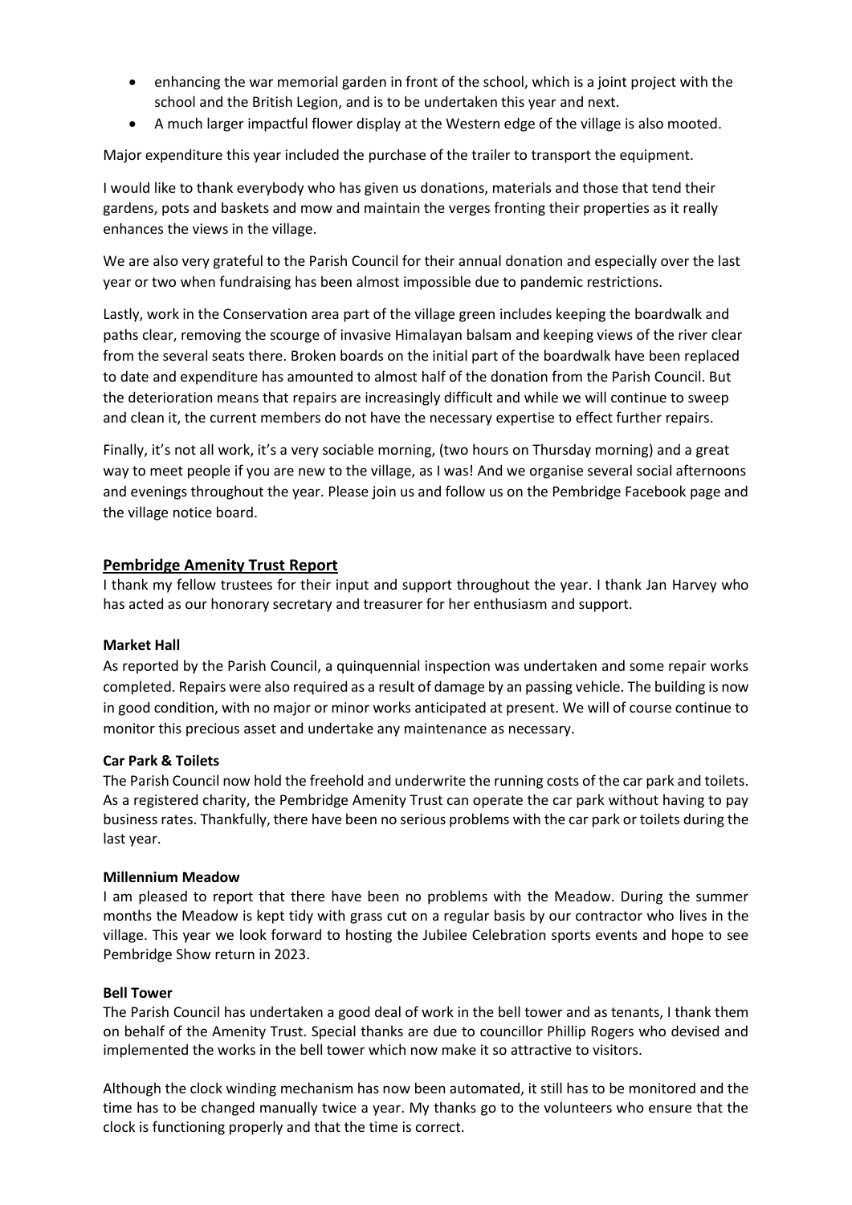- enhancing the war memorial garden in front of the school, which is a joint project with the school and the British Legion, and is to be undertaken this year and next.
- A much larger impactful flower display at the Western edge of the village is also mooted.

Major expenditure this year included the purchase of the trailer to transport the equipment.

I would like to thank everybody who has given us donations, materials and those that tend their gardens, pots and baskets and mow and maintain the verges fronting their properties as it really enhances the views in the village.

We are also very grateful to the Parish Council for their annual donation and especially over the last year or two when fundraising has been almost impossible due to pandemic restrictions.

Lastly, work in the Conservation area part of the village green includes keeping the boardwalk and paths clear, removing the scourge of invasive Himalayan balsam and keeping views of the river clear from the several seats there. Broken boards on the initial part of the boardwalk have been replaced to date and expenditure has amounted to almost half of the donation from the Parish Council. But the deterioration means that repairs are increasingly difficult and while we will continue to sweep and clean it, the current members do not have the necessary expertise to effect further repairs.

Finally, it's not all work, it's a very sociable morning, (two hours on Thursday morning) and a great way to meet people if you are new to the village, as I was! And we organise several social afternoons and evenings throughout the year. Please join us and follow us on the Pembridge Facebook page and the village notice board.

## Pembridge Amenity Trust Report

I thank my fellow trustees for their input and support throughout the year. I thank Jan Harvey who has acted as our honorary secretary and treasurer for her enthusiasm and support.

### Market Hall

As reported by the Parish Council, a quinquennial inspection was undertaken and some repair works completed. Repairs were also required as a result of damage by an passing vehicle. The building is now in good condition, with no major or minor works anticipated at present. We will of course continue to monitor this precious asset and undertake any maintenance as necessary.

### Car Park & Toilets

The Parish Council now hold the freehold and underwrite the running costs of the car park and toilets. As a registered charity, the Pembridge Amenity Trust can operate the car park without having to pay business rates. Thankfully, there have been no serious problems with the car park or toilets during the last year.

### Millennium Meadow

I am pleased to report that there have been no problems with the Meadow. During the summer months the Meadow is kept tidy with grass cut on a regular basis by our contractor who lives in the village. This year we look forward to hosting the Jubilee Celebration sports events and hope to see Pembridge Show return in 2023.

### Bell Tower

The Parish Council has undertaken a good deal of work in the bell tower and as tenants, I thank them on behalf of the Amenity Trust. Special thanks are due to councillor Phillip Rogers who devised and implemented the works in the bell tower which now make it so attractive to visitors.

Although the clock winding mechanism has now been automated, it still has to be monitored and the time has to be changed manually twice a year. My thanks go to the volunteers who ensure that the clock is functioning properly and that the time is correct.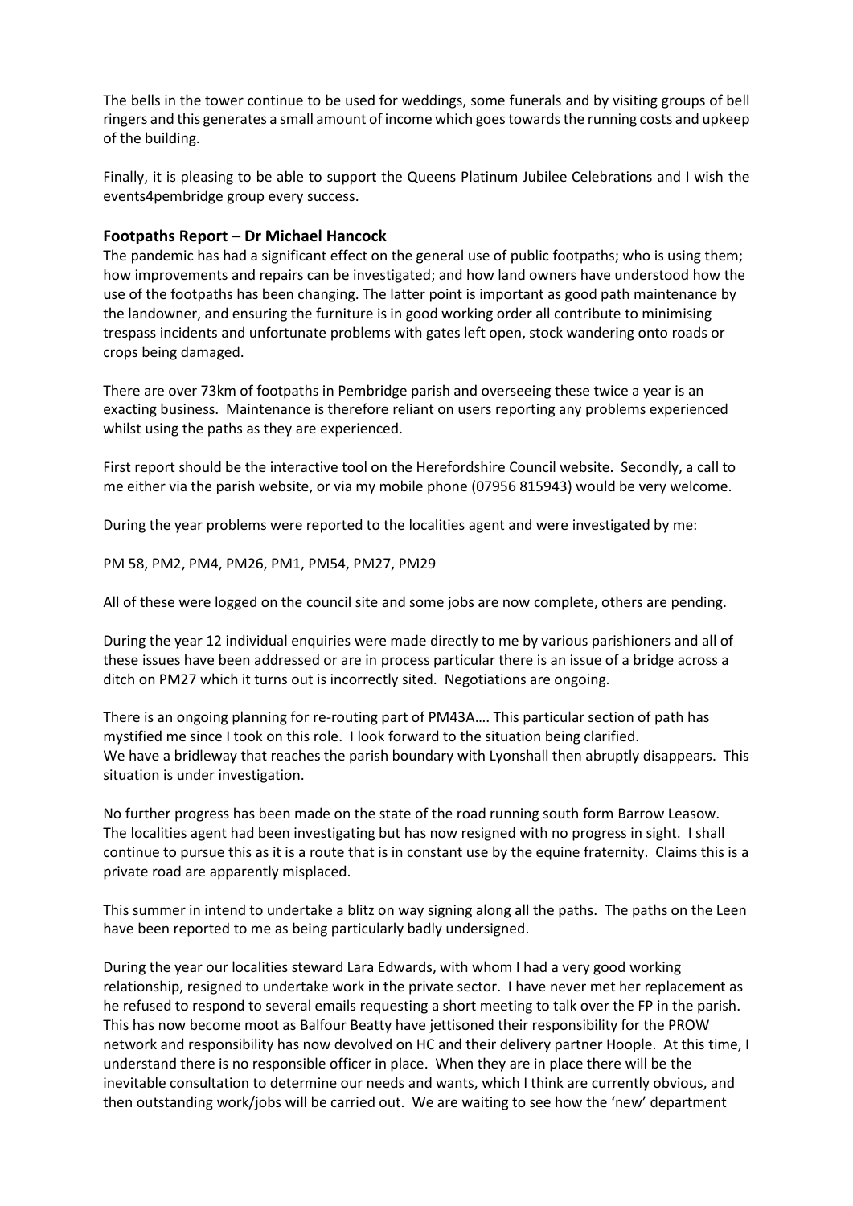The bells in the tower continue to be used for weddings, some funerals and by visiting groups of bell ringers and this generates a small amount of income which goes towards the running costs and upkeep of the building.

Finally, it is pleasing to be able to support the Queens Platinum Jubilee Celebrations and I wish the events4pembridge group every success.

## Footpaths Report – Dr Michael Hancock

The pandemic has had a significant effect on the general use of public footpaths; who is using them; how improvements and repairs can be investigated; and how land owners have understood how the use of the footpaths has been changing. The latter point is important as good path maintenance by the landowner, and ensuring the furniture is in good working order all contribute to minimising trespass incidents and unfortunate problems with gates left open, stock wandering onto roads or crops being damaged.

There are over 73km of footpaths in Pembridge parish and overseeing these twice a year is an exacting business. Maintenance is therefore reliant on users reporting any problems experienced whilst using the paths as they are experienced.

First report should be the interactive tool on the Herefordshire Council website. Secondly, a call to me either via the parish website, or via my mobile phone (07956 815943) would be very welcome.

During the year problems were reported to the localities agent and were investigated by me:

PM 58, PM2, PM4, PM26, PM1, PM54, PM27, PM29

All of these were logged on the council site and some jobs are now complete, others are pending.

During the year 12 individual enquiries were made directly to me by various parishioners and all of these issues have been addressed or are in process particular there is an issue of a bridge across a ditch on PM27 which it turns out is incorrectly sited. Negotiations are ongoing.

There is an ongoing planning for re-routing part of PM43A…. This particular section of path has mystified me since I took on this role. I look forward to the situation being clarified.
We have a bridleway that reaches the parish boundary with Lyonshall then abruptly disappears. This situation is under investigation.

No further progress has been made on the state of the road running south form Barrow Leasow. The localities agent had been investigating but has now resigned with no progress in sight. I shall continue to pursue this as it is a route that is in constant use by the equine fraternity. Claims this is a private road are apparently misplaced.

This summer in intend to undertake a blitz on way signing along all the paths. The paths on the Leen have been reported to me as being particularly badly undersigned.

During the year our localities steward Lara Edwards, with whom I had a very good working relationship, resigned to undertake work in the private sector. I have never met her replacement as he refused to respond to several emails requesting a short meeting to talk over the FP in the parish. This has now become moot as Balfour Beatty have jettisoned their responsibility for the PROW network and responsibility has now devolved on HC and their delivery partner Hoople. At this time, I understand there is no responsible officer in place. When they are in place there will be the inevitable consultation to determine our needs and wants, which I think are currently obvious, and then outstanding work/jobs will be carried out. We are waiting to see how the 'new' department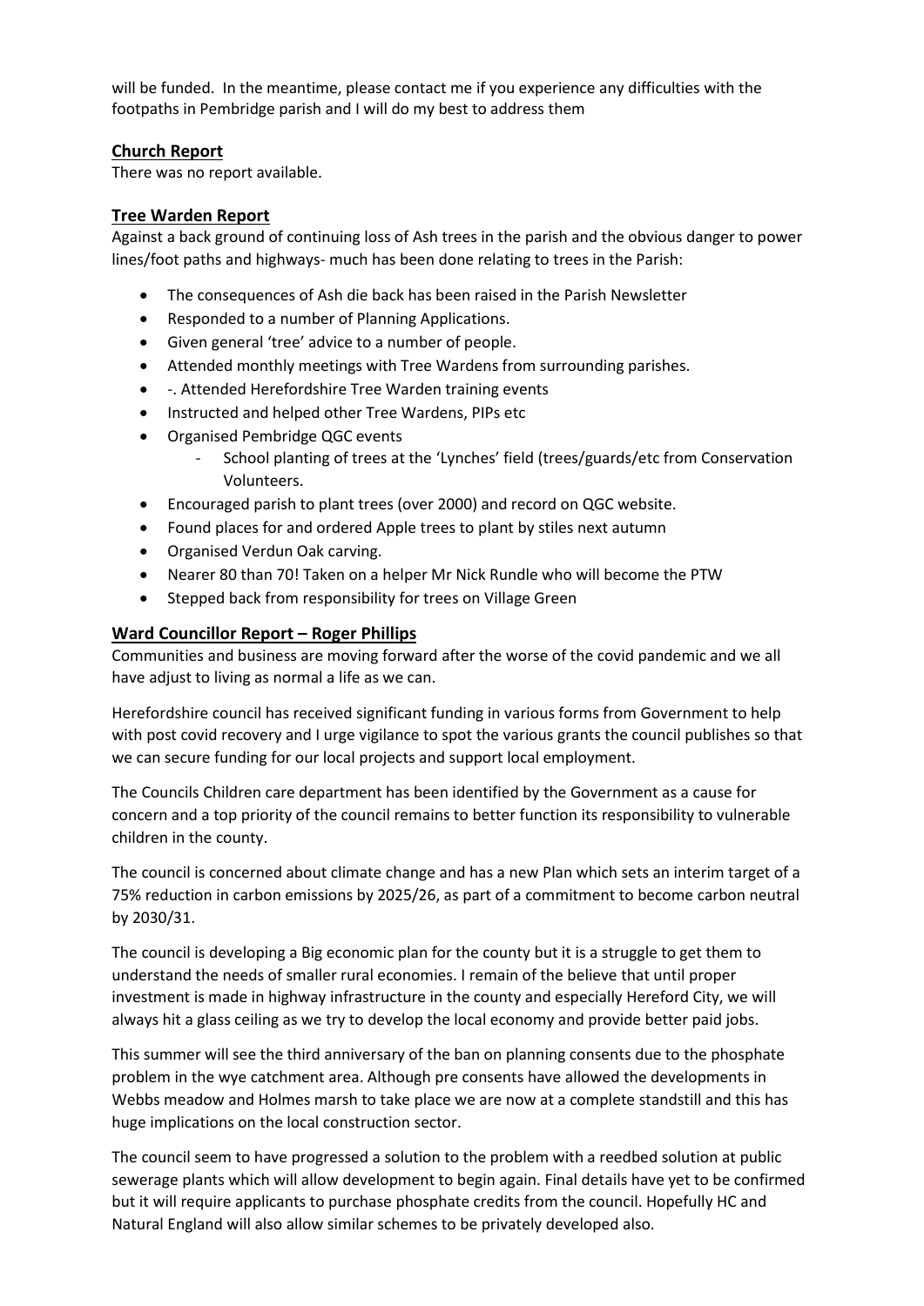will be funded. In the meantime, please contact me if you experience any difficulties with the footpaths in Pembridge parish and I will do my best to address them

## Church Report

There was no report available.

## Tree Warden Report

Against a back ground of continuing loss of Ash trees in the parish and the obvious danger to power lines/foot paths and highways- much has been done relating to trees in the Parish:

- The consequences of Ash die back has been raised in the Parish Newsletter
- Responded to a number of Planning Applications.
- Given general 'tree' advice to a number of people.
- Attended monthly meetings with Tree Wardens from surrounding parishes.
- -. Attended Herefordshire Tree Warden training events
- Instructed and helped other Tree Wardens, PIPs etc
- Organised Pembridge QGC events
    - School planting of trees at the 'Lynches' field (trees/guards/etc from Conservation Volunteers.
- Encouraged parish to plant trees (over 2000) and record on QGC website.
- Found places for and ordered Apple trees to plant by stiles next autumn
- Organised Verdun Oak carving.
- Nearer 80 than 70! Taken on a helper Mr Nick Rundle who will become the PTW
- Stepped back from responsibility for trees on Village Green

## Ward Councillor Report – Roger Phillips

Communities and business are moving forward after the worse of the covid pandemic and we all have adjust to living as normal a life as we can.

Herefordshire council has received significant funding in various forms from Government to help with post covid recovery and I urge vigilance to spot the various grants the council publishes so that we can secure funding for our local projects and support local employment.

The Councils Children care department has been identified by the Government as a cause for concern and a top priority of the council remains to better function its responsibility to vulnerable children in the county.

The council is concerned about climate change and has a new Plan which sets an interim target of a 75% reduction in carbon emissions by 2025/26, as part of a commitment to become carbon neutral by 2030/31.

The council is developing a Big economic plan for the county but it is a struggle to get them to understand the needs of smaller rural economies. I remain of the believe that until proper investment is made in highway infrastructure in the county and especially Hereford City, we will always hit a glass ceiling as we try to develop the local economy and provide better paid jobs.

This summer will see the third anniversary of the ban on planning consents due to the phosphate problem in the wye catchment area. Although pre consents have allowed the developments in Webbs meadow and Holmes marsh to take place we are now at a complete standstill and this has huge implications on the local construction sector.

The council seem to have progressed a solution to the problem with a reedbed solution at public sewerage plants which will allow development to begin again. Final details have yet to be confirmed but it will require applicants to purchase phosphate credits from the council. Hopefully HC and Natural England will also allow similar schemes to be privately developed also.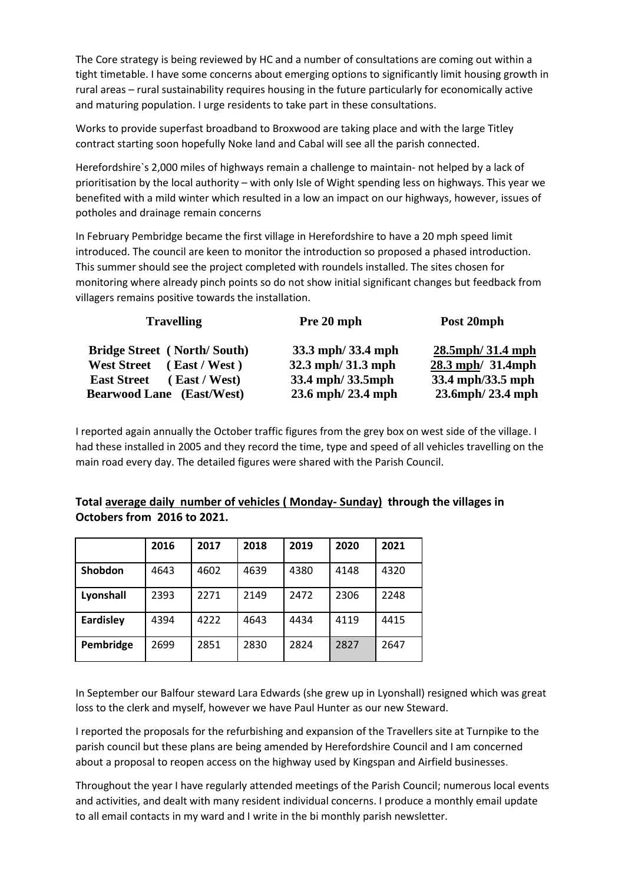The Core strategy is being reviewed by HC and a number of consultations are coming out within a tight timetable. I have some concerns about emerging options to significantly limit housing growth in rural areas – rural sustainability requires housing in the future particularly for economically active and maturing population. I urge residents to take part in these consultations.

Works to provide superfast broadband to Broxwood are taking place and with the large Titley contract starting soon hopefully Noke land and Cabal will see all the parish connected.

Herefordshire`s 2,000 miles of highways remain a challenge to maintain- not helped by a lack of prioritisation by the local authority – with only Isle of Wight spending less on highways. This year we benefited with a mild winter which resulted in a low an impact on our highways, however, issues of potholes and drainage remain concerns

In February Pembridge became the first village in Herefordshire to have a 20 mph speed limit introduced. The council are keen to monitor the introduction so proposed a phased introduction. This summer should see the project completed with roundels installed. The sites chosen for monitoring where already pinch points so do not show initial significant changes but feedback from villagers remains positive towards the installation.

| Travelling | Pre 20 mph | Post 20mph |
|---|---|---|
| **Bridge Street ( North/ South)** | **33.3 mph/ 33.4 mph** | **<u>28.5mph/ 31.4 mph</u>** |
| **West Street ( East / West )** | **32.3 mph/ 31.3 mph** | **<u>28.3 mph</u>/ 31.4mph** |
| **East Street ( East / West)** | **33.4 mph/ 33.5mph** | **33.4 mph/33.5 mph** |
| **Bearwood Lane (East/West)** | **23.6 mph/ 23.4 mph** | **23.6mph/ 23.4 mph** |

I reported again annually the October traffic figures from the grey box on west side of the village. I had these installed in 2005 and they record the time, type and speed of all vehicles travelling on the main road every day. The detailed figures were shared with the Parish Council.

**Total <u>average daily number of vehicles ( Monday- Sunday)</u> through the villages in Octobers from 2016 to 2021.**

| | 2016 | 2017 | 2018 | 2019 | 2020 | 2021 |
|---|---|---|---|---|---|---|
| **Shobdon** | 4643 | 4602 | 4639 | 4380 | 4148 | 4320 |
| **Lyonshall** | 2393 | 2271 | 2149 | 2472 | 2306 | 2248 |
| **Eardisley** | 4394 | 4222 | 4643 | 4434 | 4119 | 4415 |
| **Pembridge** | 2699 | 2851 | 2830 | 2824 | 2827 | 2647 |

In September our Balfour steward Lara Edwards (she grew up in Lyonshall) resigned which was great loss to the clerk and myself, however we have Paul Hunter as our new Steward.

I reported the proposals for the refurbishing and expansion of the Travellers site at Turnpike to the parish council but these plans are being amended by Herefordshire Council and I am concerned about a proposal to reopen access on the highway used by Kingspan and Airfield businesses.

Throughout the year I have regularly attended meetings of the Parish Council; numerous local events and activities, and dealt with many resident individual concerns. I produce a monthly email update to all email contacts in my ward and I write in the bi monthly parish newsletter.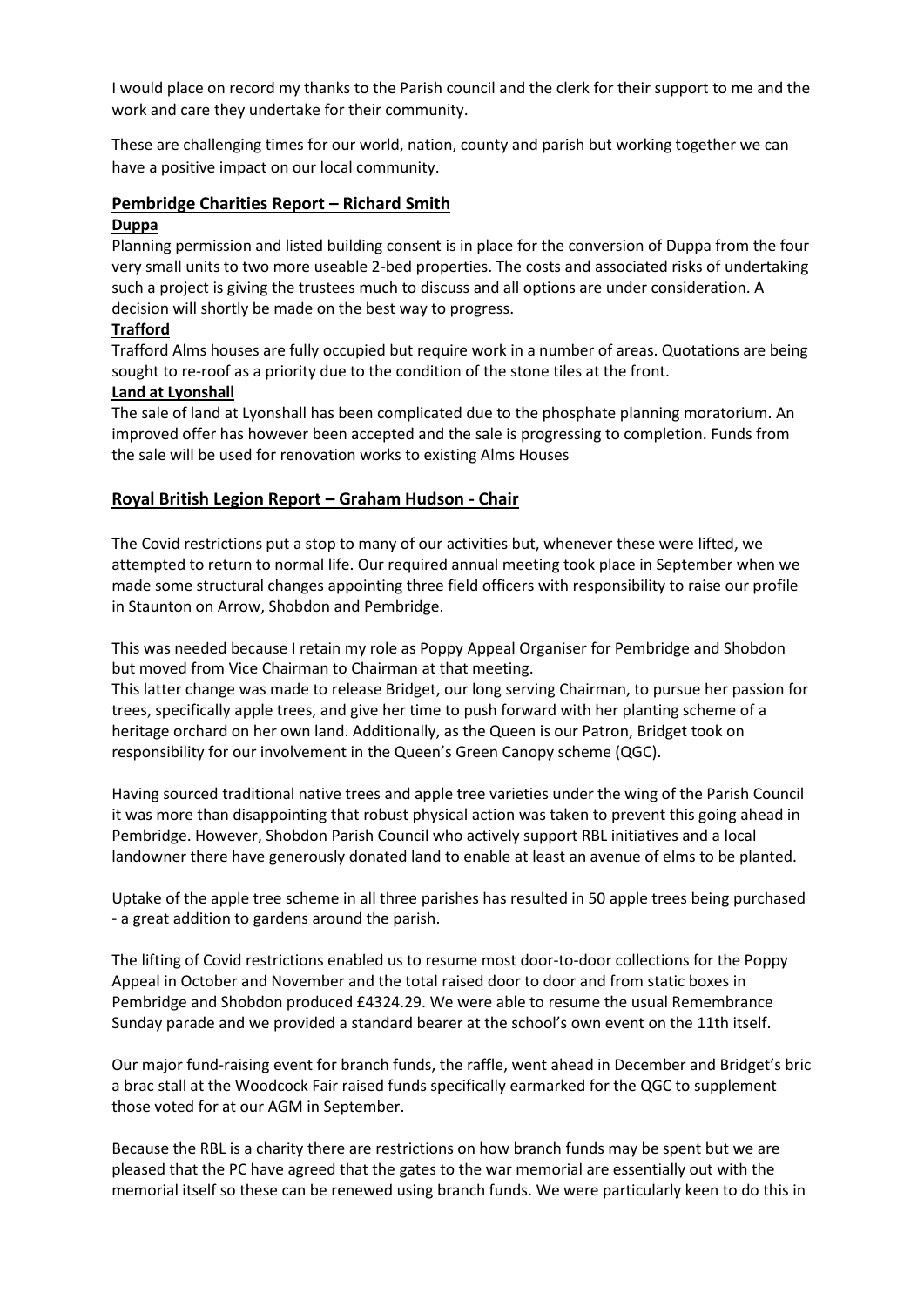I would place on record my thanks to the Parish council and the clerk for their support to me and the work and care they undertake for their community.

These are challenging times for our world, nation, county and parish but working together we can have a positive impact on our local community.

## Pembridge Charities Report – Richard Smith

### Duppa

Planning permission and listed building consent is in place for the conversion of Duppa from the four very small units to two more useable 2-bed properties. The costs and associated risks of undertaking such a project is giving the trustees much to discuss and all options are under consideration. A decision will shortly be made on the best way to progress.

### Trafford

Trafford Alms houses are fully occupied but require work in a number of areas. Quotations are being sought to re-roof as a priority due to the condition of the stone tiles at the front.

### Land at Lyonshall

The sale of land at Lyonshall has been complicated due to the phosphate planning moratorium. An improved offer has however been accepted and the sale is progressing to completion. Funds from the sale will be used for renovation works to existing Alms Houses

## Royal British Legion Report – Graham Hudson - Chair

The Covid restrictions put a stop to many of our activities but, whenever these were lifted, we attempted to return to normal life. Our required annual meeting took place in September when we made some structural changes appointing three field officers with responsibility to raise our profile in Staunton on Arrow, Shobdon and Pembridge.

This was needed because I retain my role as Poppy Appeal Organiser for Pembridge and Shobdon but moved from Vice Chairman to Chairman at that meeting.
This latter change was made to release Bridget, our long serving Chairman, to pursue her passion for trees, specifically apple trees, and give her time to push forward with her planting scheme of a heritage orchard on her own land. Additionally, as the Queen is our Patron, Bridget took on responsibility for our involvement in the Queen's Green Canopy scheme (QGC).

Having sourced traditional native trees and apple tree varieties under the wing of the Parish Council it was more than disappointing that robust physical action was taken to prevent this going ahead in Pembridge. However, Shobdon Parish Council who actively support RBL initiatives and a local landowner there have generously donated land to enable at least an avenue of elms to be planted.

Uptake of the apple tree scheme in all three parishes has resulted in 50 apple trees being purchased - a great addition to gardens around the parish.

The lifting of Covid restrictions enabled us to resume most door-to-door collections for the Poppy Appeal in October and November and the total raised door to door and from static boxes in Pembridge and Shobdon produced £4324.29. We were able to resume the usual Remembrance Sunday parade and we provided a standard bearer at the school's own event on the 11th itself.

Our major fund-raising event for branch funds, the raffle, went ahead in December and Bridget's bric a brac stall at the Woodcock Fair raised funds specifically earmarked for the QGC to supplement those voted for at our AGM in September.

Because the RBL is a charity there are restrictions on how branch funds may be spent but we are pleased that the PC have agreed that the gates to the war memorial are essentially out with the memorial itself so these can be renewed using branch funds. We were particularly keen to do this in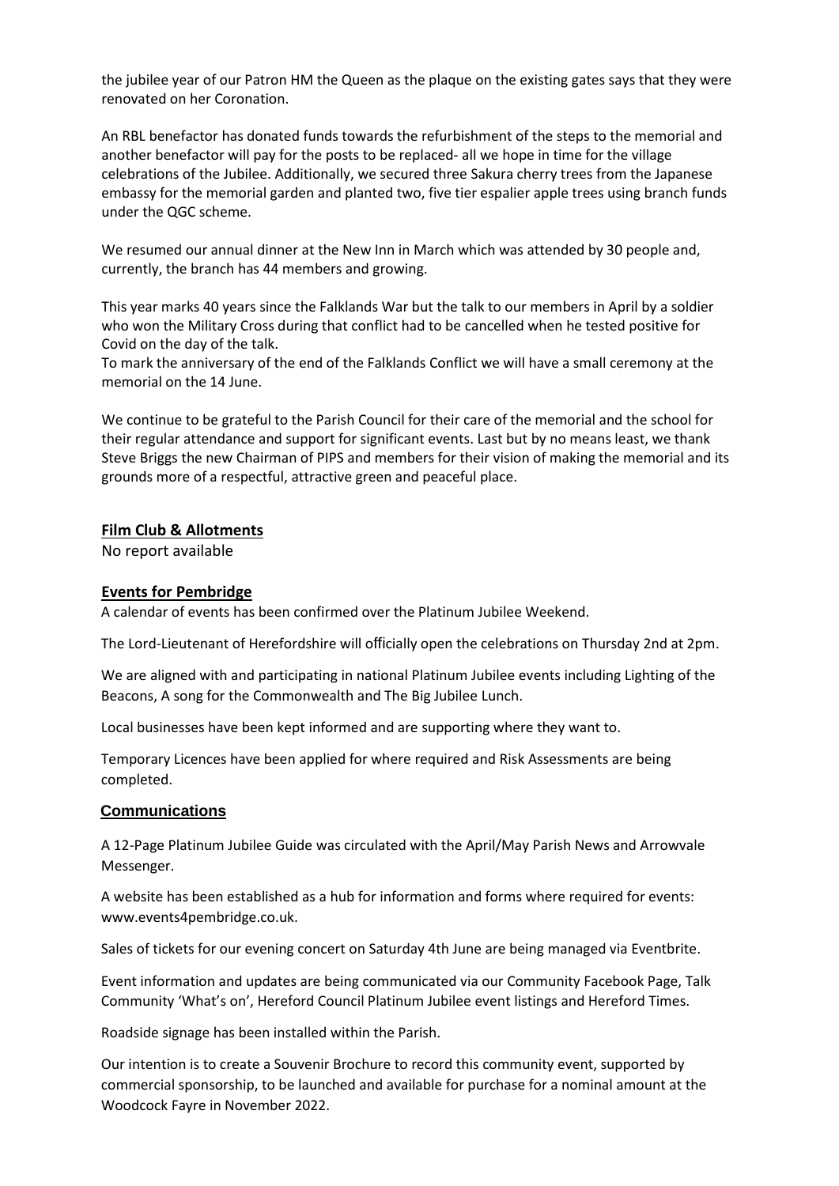the jubilee year of our Patron HM the Queen as the plaque on the existing gates says that they were renovated on her Coronation.

An RBL benefactor has donated funds towards the refurbishment of the steps to the memorial and another benefactor will pay for the posts to be replaced- all we hope in time for the village celebrations of the Jubilee. Additionally, we secured three Sakura cherry trees from the Japanese embassy for the memorial garden and planted two, five tier espalier apple trees using branch funds under the QGC scheme.

We resumed our annual dinner at the New Inn in March which was attended by 30 people and, currently, the branch has 44 members and growing.

This year marks 40 years since the Falklands War but the talk to our members in April by a soldier who won the Military Cross during that conflict had to be cancelled when he tested positive for Covid on the day of the talk.
To mark the anniversary of the end of the Falklands Conflict we will have a small ceremony at the memorial on the 14 June.

We continue to be grateful to the Parish Council for their care of the memorial and the school for their regular attendance and support for significant events. Last but by no means least, we thank Steve Briggs the new Chairman of PIPS and members for their vision of making the memorial and its grounds more of a respectful, attractive green and peaceful place.

## Film Club & Allotments

No report available

## Events for Pembridge

A calendar of events has been confirmed over the Platinum Jubilee Weekend.

The Lord-Lieutenant of Herefordshire will officially open the celebrations on Thursday 2nd at 2pm.

We are aligned with and participating in national Platinum Jubilee events including Lighting of the Beacons, A song for the Commonwealth and The Big Jubilee Lunch.

Local businesses have been kept informed and are supporting where they want to.

Temporary Licences have been applied for where required and Risk Assessments are being completed.

## Communications

A 12-Page Platinum Jubilee Guide was circulated with the April/May Parish News and Arrowvale Messenger.

A website has been established as a hub for information and forms where required for events: www.events4pembridge.co.uk.

Sales of tickets for our evening concert on Saturday 4th June are being managed via Eventbrite.

Event information and updates are being communicated via our Community Facebook Page, Talk Community 'What's on', Hereford Council Platinum Jubilee event listings and Hereford Times.

Roadside signage has been installed within the Parish.

Our intention is to create a Souvenir Brochure to record this community event, supported by commercial sponsorship, to be launched and available for purchase for a nominal amount at the Woodcock Fayre in November 2022.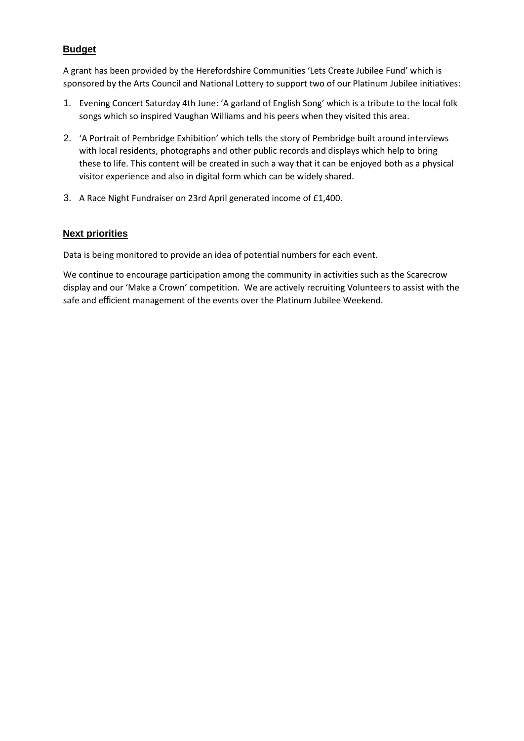## Budget

A grant has been provided by the Herefordshire Communities 'Lets Create Jubilee Fund' which is sponsored by the Arts Council and National Lottery to support two of our Platinum Jubilee initiatives:

1. Evening Concert Saturday 4th June: 'A garland of English Song' which is a tribute to the local folk songs which so inspired Vaughan Williams and his peers when they visited this area.
2. 'A Portrait of Pembridge Exhibition' which tells the story of Pembridge built around interviews with local residents, photographs and other public records and displays which help to bring these to life. This content will be created in such a way that it can be enjoyed both as a physical visitor experience and also in digital form which can be widely shared.
3. A Race Night Fundraiser on 23rd April generated income of £1,400.

## Next priorities

Data is being monitored to provide an idea of potential numbers for each event.

We continue to encourage participation among the community in activities such as the Scarecrow display and our 'Make a Crown' competition. We are actively recruiting Volunteers to assist with the safe and efficient management of the events over the Platinum Jubilee Weekend.